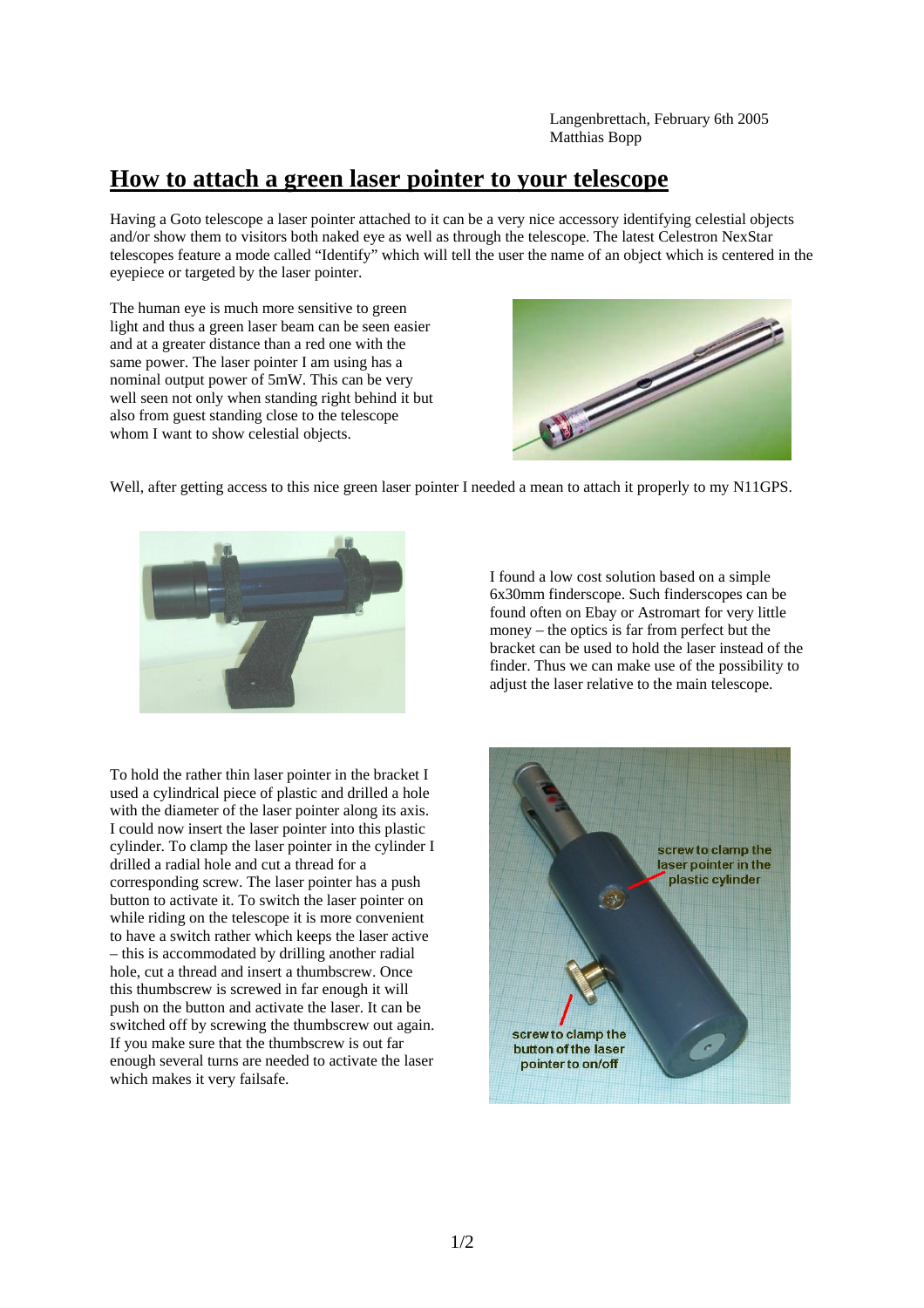Langenbrettach, February 6th 2005
Matthias Bopp

# How to attach a green laser pointer to your telescope

Having a Goto telescope a laser pointer attached to it can be a very nice accessory identifying celestial objects and/or show them to visitors both naked eye as well as through the telescope. The latest Celestron NexStar telescopes feature a mode called "Identify" which will tell the user the name of an object which is centered in the eyepiece or targeted by the laser pointer.

The human eye is much more sensitive to green light and thus a green laser beam can be seen easier and at a greater distance than a red one with the same power. The laser pointer I am using has a nominal output power of 5mW. This can be very well seen not only when standing right behind it but also from guest standing close to the telescope whom I want to show celestial objects.

Well, after getting access to this nice green laser pointer I needed a mean to attach it properly to my N11GPS.

I found a low cost solution based on a simple 6x30mm finderscope. Such finderscopes can be found often on Ebay or Astromart for very little money – the optics is far from perfect but the bracket can be used to hold the laser instead of the finder. Thus we can make use of the possibility to adjust the laser relative to the main telescope.

To hold the rather thin laser pointer in the bracket I used a cylindrical piece of plastic and drilled a hole with the diameter of the laser pointer along its axis. I could now insert the laser pointer into this plastic cylinder. To clamp the laser pointer in the cylinder I drilled a radial hole and cut a thread for a corresponding screw. The laser pointer has a push button to activate it. To switch the laser pointer on while riding on the telescope it is more convenient to have a switch rather which keeps the laser active – this is accommodated by drilling another radial hole, cut a thread and insert a thumbscrew. Once this thumbscrew is screwed in far enough it will push on the button and activate the laser. It can be switched off by screwing the thumbscrew out again. If you make sure that the thumbscrew is out far enough several turns are needed to activate the laser which makes it very failsafe.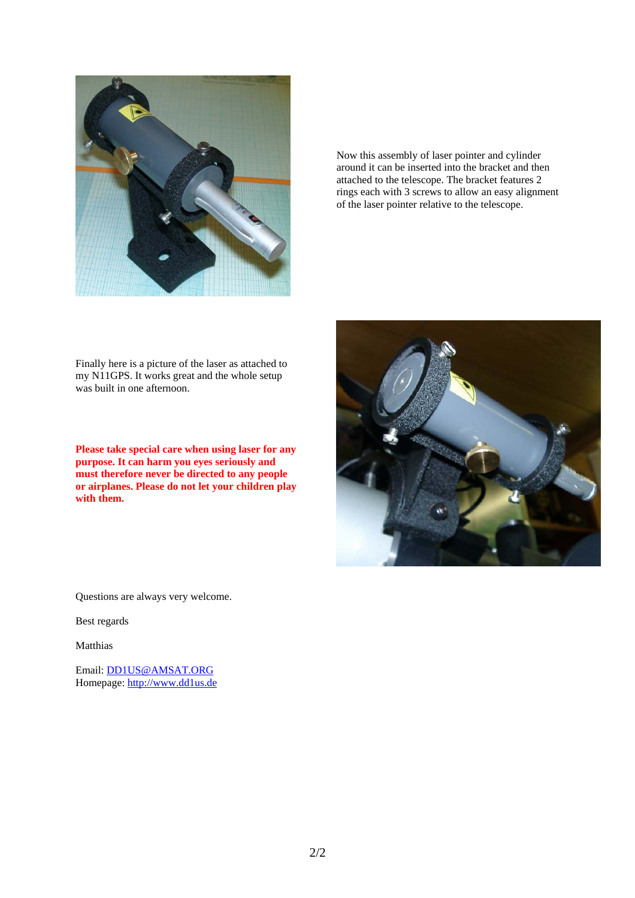Now this assembly of laser pointer and cylinder around it can be inserted into the bracket and then attached to the telescope. The bracket features 2 rings each with 3 screws to allow an easy alignment of the laser pointer relative to the telescope.

Finally here is a picture of the laser as attached to my N11GPS. It works great and the whole setup was built in one afternoon.

**Please take special care when using laser for any purpose. It can harm you eyes seriously and must therefore never be directed to any people or airplanes. Please do not let your children play with them.**

Questions are always very welcome.

Best regards

Matthias

Email: [DD1US@AMSAT.ORG](mailto:DD1US@AMSAT.ORG)  
Homepage: [http://www.dd1us.de](http://www.dd1us.de)